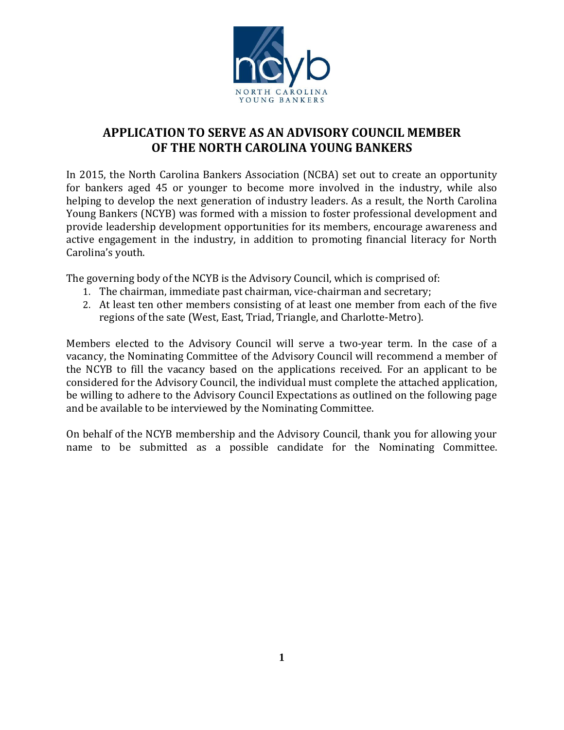# APPLICATION TO SERVE AS AN ADVISORY COUNCIL MEMBER OF THE NORTH CAROLINA YOUNG BANKERS

In 2015, the North Carolina Bankers Association (NCBA) set out to create an opportunity for bankers aged 45 or younger to become more involved in the industry, while also helping to develop the next generation of industry leaders. As a result, the North Carolina Young Bankers (NCYB) was formed with a mission to foster professional development and provide leadership development opportunities for its members, encourage awareness and active engagement in the industry, in addition to promoting financial literacy for North Carolina's youth.

The governing body of the NCYB is the Advisory Council, which is comprised of:

1. The chairman, immediate past chairman, vice-chairman and secretary;
2. At least ten other members consisting of at least one member from each of the five regions of the sate (West, East, Triad, Triangle, and Charlotte-Metro).

Members elected to the Advisory Council will serve a two-year term. In the case of a vacancy, the Nominating Committee of the Advisory Council will recommend a member of the NCYB to fill the vacancy based on the applications received. For an applicant to be considered for the Advisory Council, the individual must complete the attached application, be willing to adhere to the Advisory Council Expectations as outlined on the following page and be available to be interviewed by the Nominating Committee.

On behalf of the NCYB membership and the Advisory Council, thank you for allowing your name to be submitted as a possible candidate for the Nominating Committee.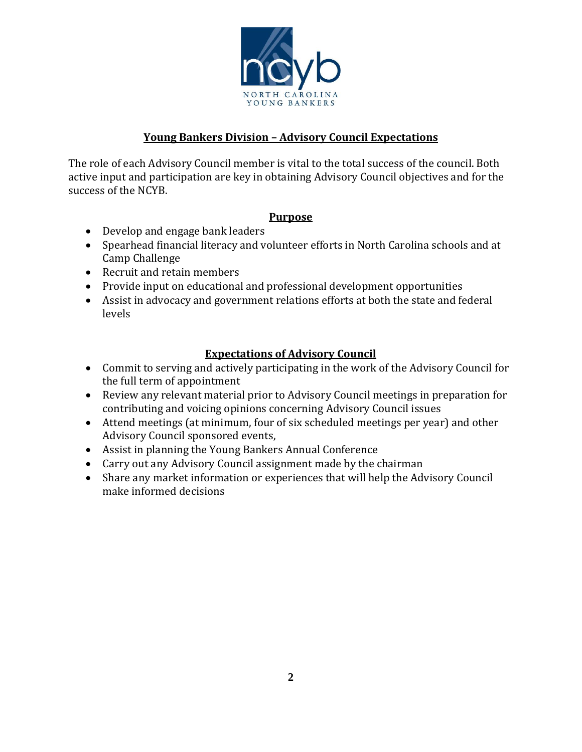## Young Bankers Division – Advisory Council Expectations

The role of each Advisory Council member is vital to the total success of the council. Both active input and participation are key in obtaining Advisory Council objectives and for the success of the NCYB.

### Purpose

- Develop and engage bank leaders
- Spearhead financial literacy and volunteer efforts in North Carolina schools and at Camp Challenge
- Recruit and retain members
- Provide input on educational and professional development opportunities
- Assist in advocacy and government relations efforts at both the state and federal levels

### Expectations of Advisory Council

- Commit to serving and actively participating in the work of the Advisory Council for the full term of appointment
- Review any relevant material prior to Advisory Council meetings in preparation for contributing and voicing opinions concerning Advisory Council issues
- Attend meetings (at minimum, four of six scheduled meetings per year) and other Advisory Council sponsored events,
- Assist in planning the Young Bankers Annual Conference
- Carry out any Advisory Council assignment made by the chairman
- Share any market information or experiences that will help the Advisory Council make informed decisions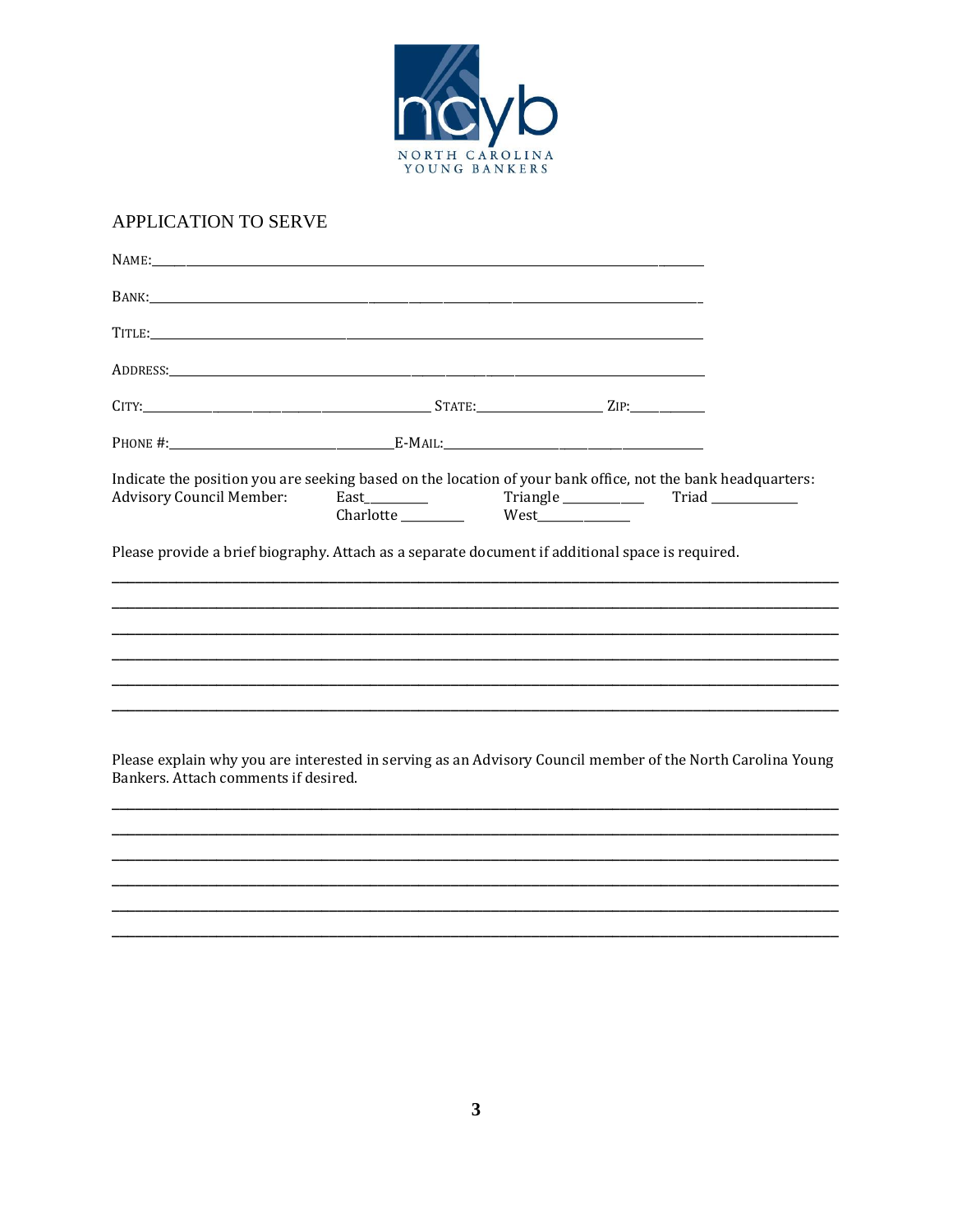NORTH CAROLINA YOUNG BANKERS

## APPLICATION TO SERVE

NAME:___________________________________________________________________________

BANK:___________________________________________________________________________

TITLE:___________________________________________________________________________

ADDRESS:________________________________________________________________________

CITY:_________________________________________ STATE:_________________ ZIP:__________

PHONE #:______________________________E-MAIL:___________________________________

Indicate the position you are seeking based on the location of your bank office, not the bank headquarters:

Advisory Council Member: East_________ Triangle ___________ Triad ____________
Charlotte _________ West_____________

Please provide a brief biography. Attach as a separate document if additional space is required.

_____________________________________________________________________________________________

_____________________________________________________________________________________________

_____________________________________________________________________________________________

_____________________________________________________________________________________________

_____________________________________________________________________________________________

_____________________________________________________________________________________________

Please explain why you are interested in serving as an Advisory Council member of the North Carolina Young Bankers. Attach comments if desired.

_____________________________________________________________________________________________

_____________________________________________________________________________________________

_____________________________________________________________________________________________

_____________________________________________________________________________________________

_____________________________________________________________________________________________

_____________________________________________________________________________________________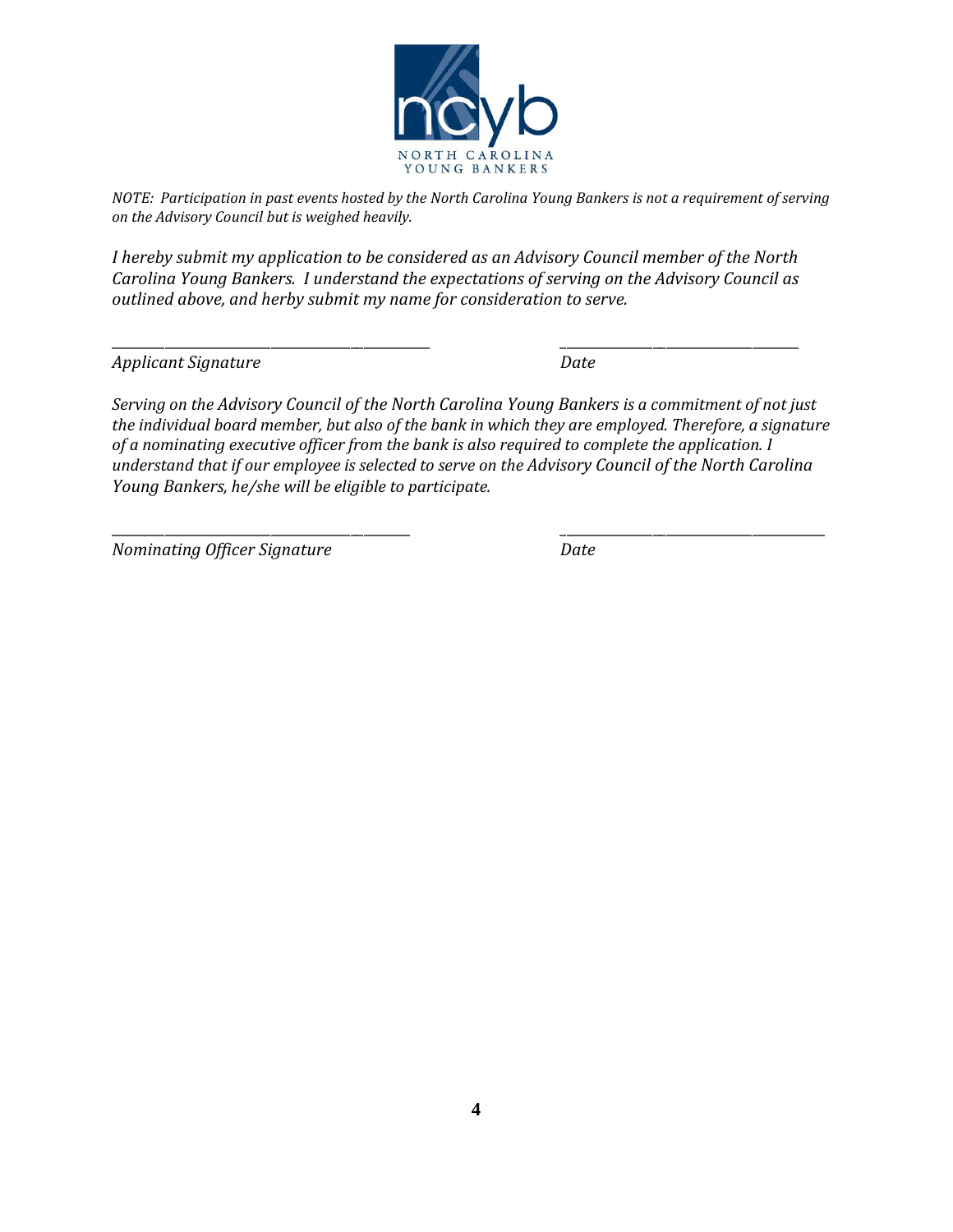NORTH CAROLINA YOUNG BANKERS

*NOTE: Participation in past events hosted by the North Carolina Young Bankers is not a requirement of serving on the Advisory Council but is weighed heavily.*

*I hereby submit my application to be considered as an Advisory Council member of the North Carolina Young Bankers. I understand the expectations of serving on the Advisory Council as outlined above, and herby submit my name for consideration to serve.*

| | |
|---|---|
| \_\_\_\_\_\_\_\_\_\_\_\_\_\_\_\_\_\_\_\_\_\_\_\_\_\_\_\_\_\_\_\_\_\_\_\_ | \_\_\_\_\_\_\_\_\_\_\_\_\_\_\_\_\_\_\_\_\_\_\_\_\_\_\_\_ |
| *Applicant Signature* | *Date* |

*Serving on the Advisory Council of the North Carolina Young Bankers is a commitment of not just the individual board member, but also of the bank in which they are employed. Therefore, a signature of a nominating executive officer from the bank is also required to complete the application. I understand that if our employee is selected to serve on the Advisory Council of the North Carolina Young Bankers, he/she will be eligible to participate.*

| | |
|---|---|
| \_\_\_\_\_\_\_\_\_\_\_\_\_\_\_\_\_\_\_\_\_\_\_\_\_\_\_\_\_\_\_\_\_\_\_\_ | \_\_\_\_\_\_\_\_\_\_\_\_\_\_\_\_\_\_\_\_\_\_\_\_\_\_\_\_ |
| *Nominating Officer Signature* | *Date* |